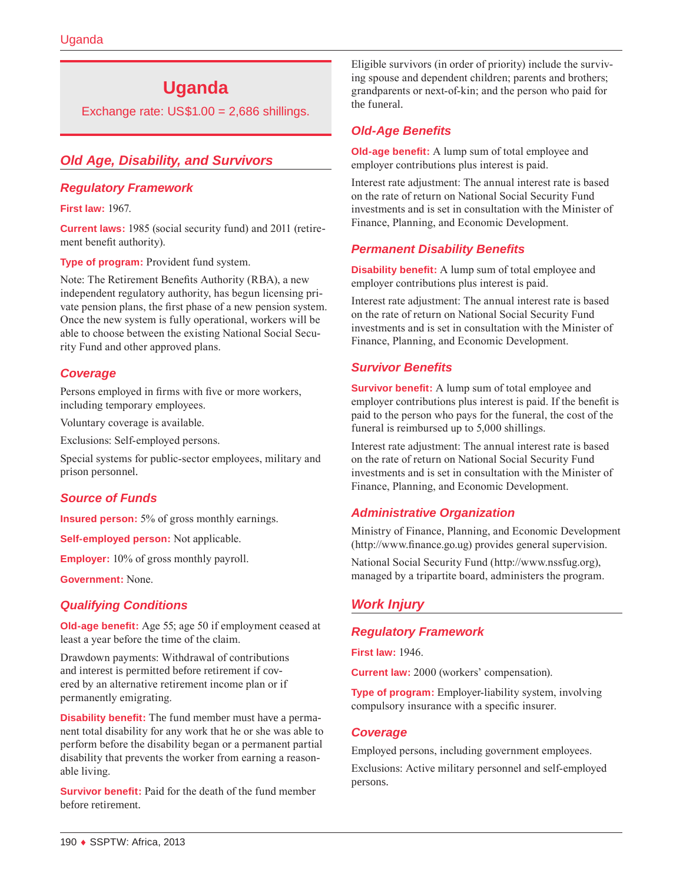# Uganda

Exchange rate: US$1.00 = 2,686 shillings.

## Old Age, Disability, and Survivors

### Regulatory Framework

**First law:** 1967.

**Current laws:** 1985 (social security fund) and 2011 (retirement benefit authority).

**Type of program:** Provident fund system.

Note: The Retirement Benefits Authority (RBA), a new independent regulatory authority, has begun licensing private pension plans, the first phase of a new pension system. Once the new system is fully operational, workers will be able to choose between the existing National Social Security Fund and other approved plans.

### Coverage

Persons employed in firms with five or more workers, including temporary employees.

Voluntary coverage is available.

Exclusions: Self-employed persons.

Special systems for public-sector employees, military and prison personnel.

### Source of Funds

**Insured person:** 5% of gross monthly earnings.

**Self-employed person:** Not applicable.

**Employer:** 10% of gross monthly payroll.

**Government:** None.

### Qualifying Conditions

**Old-age benefit:** Age 55; age 50 if employment ceased at least a year before the time of the claim.

Drawdown payments: Withdrawal of contributions and interest is permitted before retirement if covered by an alternative retirement income plan or if permanently emigrating.

**Disability benefit:** The fund member must have a permanent total disability for any work that he or she was able to perform before the disability began or a permanent partial disability that prevents the worker from earning a reasonable living.

**Survivor benefit:** Paid for the death of the fund member before retirement.

Eligible survivors (in order of priority) include the surviving spouse and dependent children; parents and brothers; grandparents or next-of-kin; and the person who paid for the funeral.

### Old-Age Benefits

**Old-age benefit:** A lump sum of total employee and employer contributions plus interest is paid.

Interest rate adjustment: The annual interest rate is based on the rate of return on National Social Security Fund investments and is set in consultation with the Minister of Finance, Planning, and Economic Development.

### Permanent Disability Benefits

**Disability benefit:** A lump sum of total employee and employer contributions plus interest is paid.

Interest rate adjustment: The annual interest rate is based on the rate of return on National Social Security Fund investments and is set in consultation with the Minister of Finance, Planning, and Economic Development.

### Survivor Benefits

**Survivor benefit:** A lump sum of total employee and employer contributions plus interest is paid. If the benefit is paid to the person who pays for the funeral, the cost of the funeral is reimbursed up to 5,000 shillings.

Interest rate adjustment: The annual interest rate is based on the rate of return on National Social Security Fund investments and is set in consultation with the Minister of Finance, Planning, and Economic Development.

### Administrative Organization

Ministry of Finance, Planning, and Economic Development (http://www.finance.go.ug) provides general supervision.

National Social Security Fund (http://www.nssfug.org), managed by a tripartite board, administers the program.

## Work Injury

### Regulatory Framework

**First law:** 1946.

**Current law:** 2000 (workers' compensation).

**Type of program:** Employer-liability system, involving compulsory insurance with a specific insurer.

### Coverage

Employed persons, including government employees.

Exclusions: Active military personnel and self-employed persons.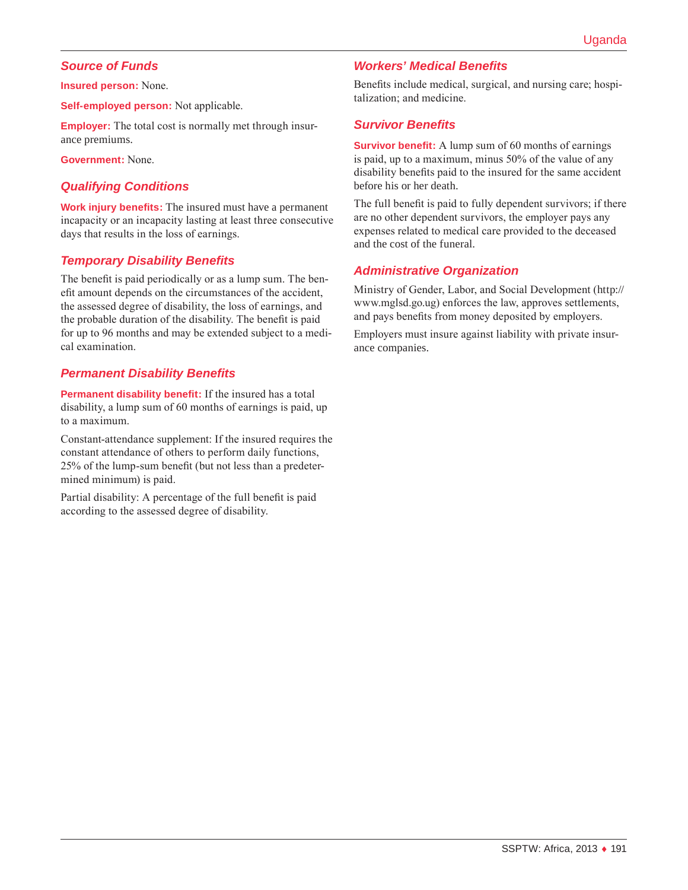### Source of Funds

**Insured person:** None.

**Self-employed person:** Not applicable.

**Employer:** The total cost is normally met through insurance premiums.

**Government:** None.

### Qualifying Conditions

**Work injury benefits:** The insured must have a permanent incapacity or an incapacity lasting at least three consecutive days that results in the loss of earnings.

### Temporary Disability Benefits

The benefit is paid periodically or as a lump sum. The benefit amount depends on the circumstances of the accident, the assessed degree of disability, the loss of earnings, and the probable duration of the disability. The benefit is paid for up to 96 months and may be extended subject to a medical examination.

### Permanent Disability Benefits

**Permanent disability benefit:** If the insured has a total disability, a lump sum of 60 months of earnings is paid, up to a maximum.

Constant-attendance supplement: If the insured requires the constant attendance of others to perform daily functions, 25% of the lump-sum benefit (but not less than a predetermined minimum) is paid.

Partial disability: A percentage of the full benefit is paid according to the assessed degree of disability.

### Workers' Medical Benefits

Benefits include medical, surgical, and nursing care; hospitalization; and medicine.

### Survivor Benefits

**Survivor benefit:** A lump sum of 60 months of earnings is paid, up to a maximum, minus 50% of the value of any disability benefits paid to the insured for the same accident before his or her death.

The full benefit is paid to fully dependent survivors; if there are no other dependent survivors, the employer pays any expenses related to medical care provided to the deceased and the cost of the funeral.

### Administrative Organization

Ministry of Gender, Labor, and Social Development (http://www.mglsd.go.ug) enforces the law, approves settlements, and pays benefits from money deposited by employers.

Employers must insure against liability with private insurance companies.